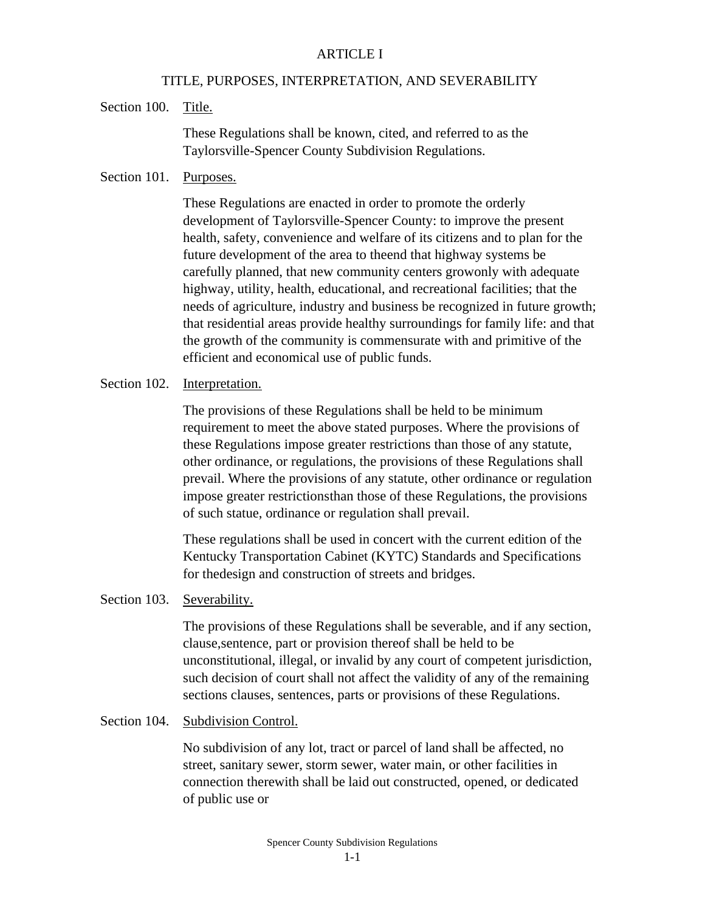# ARTICLE I

## TITLE, PURPOSES, INTERPRETATION, AND SEVERABILITY

Section 100. Title.

These Regulations shall be known, cited, and referred to as the Taylorsville-Spencer County Subdivision Regulations.

Section 101. Purposes.

These Regulations are enacted in order to promote the orderly development of Taylorsville-Spencer County: to improve the present health, safety, convenience and welfare of its citizens and to plan for the future development of the area to theend that highway systems be carefully planned, that new community centers growonly with adequate highway, utility, health, educational, and recreational facilities; that the needs of agriculture, industry and business be recognized in future growth; that residential areas provide healthy surroundings for family life: and that the growth of the community is commensurate with and primitive of the efficient and economical use of public funds.

Section 102. Interpretation.

The provisions of these Regulations shall be held to be minimum requirement to meet the above stated purposes. Where the provisions of these Regulations impose greater restrictions than those of any statute, other ordinance, or regulations, the provisions of these Regulations shall prevail. Where the provisions of any statute, other ordinance or regulation impose greater restrictionsthan those of these Regulations, the provisions of such statue, ordinance or regulation shall prevail.

These regulations shall be used in concert with the current edition of the Kentucky Transportation Cabinet (KYTC) Standards and Specifications for thedesign and construction of streets and bridges.

Section 103. Severability.

The provisions of these Regulations shall be severable, and if any section, clause,sentence, part or provision thereof shall be held to be unconstitutional, illegal, or invalid by any court of competent jurisdiction, such decision of court shall not affect the validity of any of the remaining sections clauses, sentences, parts or provisions of these Regulations.

Section 104. Subdivision Control.

No subdivision of any lot, tract or parcel of land shall be affected, no street, sanitary sewer, storm sewer, water main, or other facilities in connection therewith shall be laid out constructed, opened, or dedicated of public use or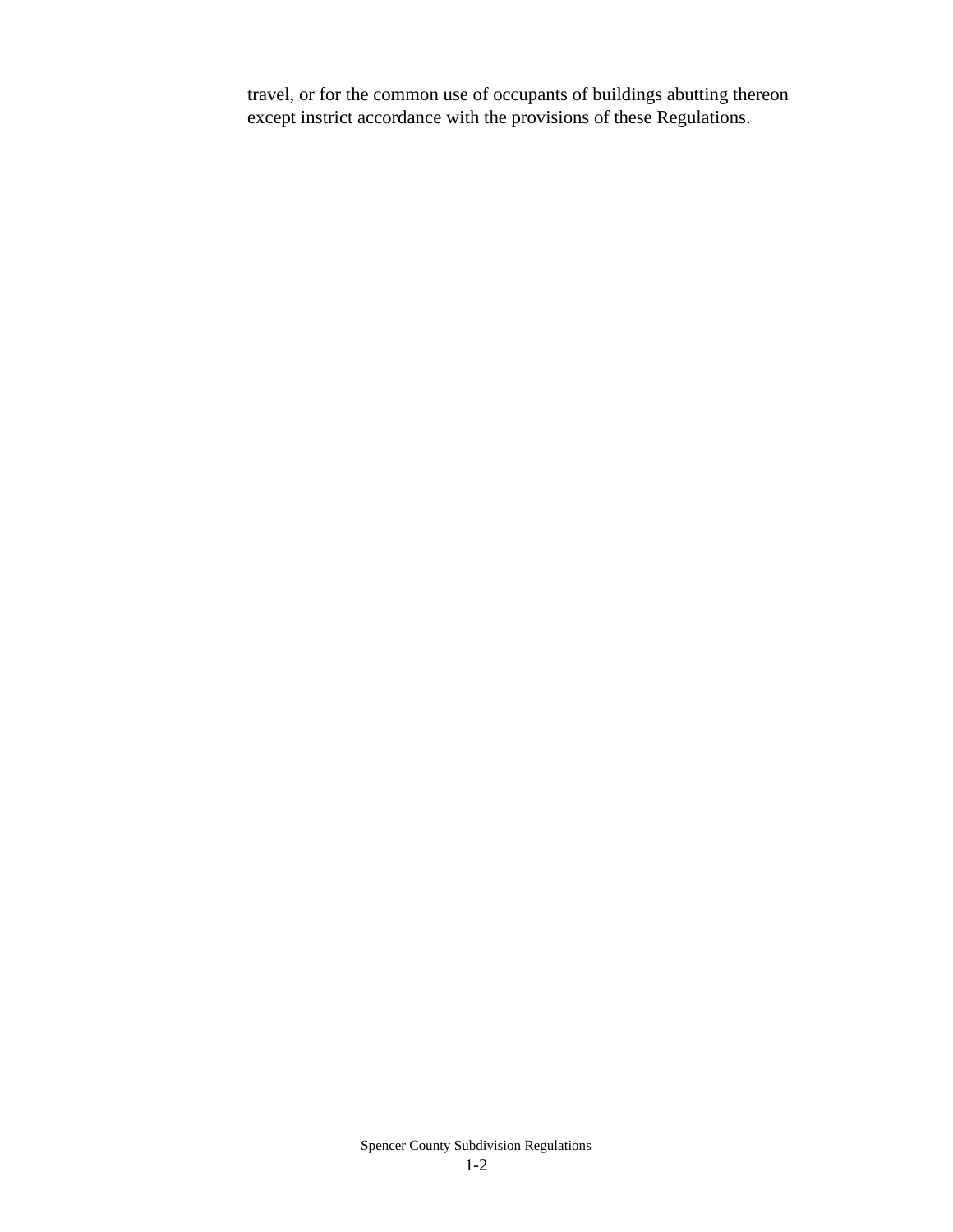travel, or for the common use of occupants of buildings abutting thereon except instrict accordance with the provisions of these Regulations.